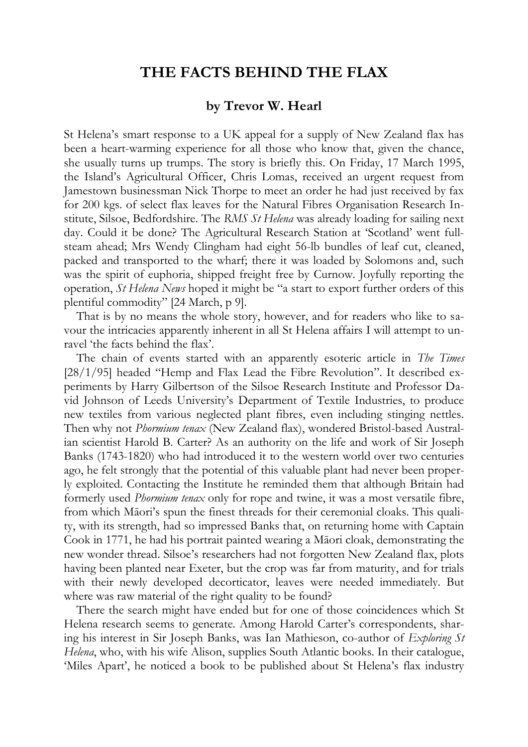# THE FACTS BEHIND THE FLAX

### by Trevor W. Hearl

St Helena's smart response to a UK appeal for a supply of New Zealand flax has been a heart-warming experience for all those who know that, given the chance, she usually turns up trumps. The story is briefly this. On Friday, 17 March 1995, the Island's Agricultural Officer, Chris Lomas, received an urgent request from Jamestown businessman Nick Thorpe to meet an order he had just received by fax for 200 kgs. of select flax leaves for the Natural Fibres Organisation Research Institute, Silsoe, Bedfordshire. The *RMS St Helena* was already loading for sailing next day. Could it be done? The Agricultural Research Station at 'Scotland' went full-steam ahead; Mrs Wendy Clingham had eight 56-lb bundles of leaf cut, cleaned, packed and transported to the wharf; there it was loaded by Solomons and, such was the spirit of euphoria, shipped freight free by Curnow. Joyfully reporting the operation, *St Helena News* hoped it might be "a start to export further orders of this plentiful commodity" [24 March, p 9].

That is by no means the whole story, however, and for readers who like to savour the intricacies apparently inherent in all St Helena affairs I will attempt to unravel 'the facts behind the flax'.

The chain of events started with an apparently esoteric article in *The Times* [28/1/95] headed "Hemp and Flax Lead the Fibre Revolution". It described experiments by Harry Gilbertson of the Silsoe Research Institute and Professor David Johnson of Leeds University's Department of Textile Industries, to produce new textiles from various neglected plant fibres, even including stinging nettles. Then why not *Phormium tenax* (New Zealand flax), wondered Bristol-based Australian scientist Harold B. Carter? As an authority on the life and work of Sir Joseph Banks (1743-1820) who had introduced it to the western world over two centuries ago, he felt strongly that the potential of this valuable plant had never been properly exploited. Contacting the Institute he reminded them that although Britain had formerly used *Phormium tenax* only for rope and twine, it was a most versatile fibre, from which Māori's spun the finest threads for their ceremonial cloaks. This quality, with its strength, had so impressed Banks that, on returning home with Captain Cook in 1771, he had his portrait painted wearing a Māori cloak, demonstrating the new wonder thread. Silsoe's researchers had not forgotten New Zealand flax, plots having been planted near Exeter, but the crop was far from maturity, and for trials with their newly developed decorticator, leaves were needed immediately. But where was raw material of the right quality to be found?

There the search might have ended but for one of those coincidences which St Helena research seems to generate. Among Harold Carter's correspondents, sharing his interest in Sir Joseph Banks, was Ian Mathieson, co-author of *Exploring St Helena*, who, with his wife Alison, supplies South Atlantic books. In their catalogue, 'Miles Apart', he noticed a book to be published about St Helena's flax industry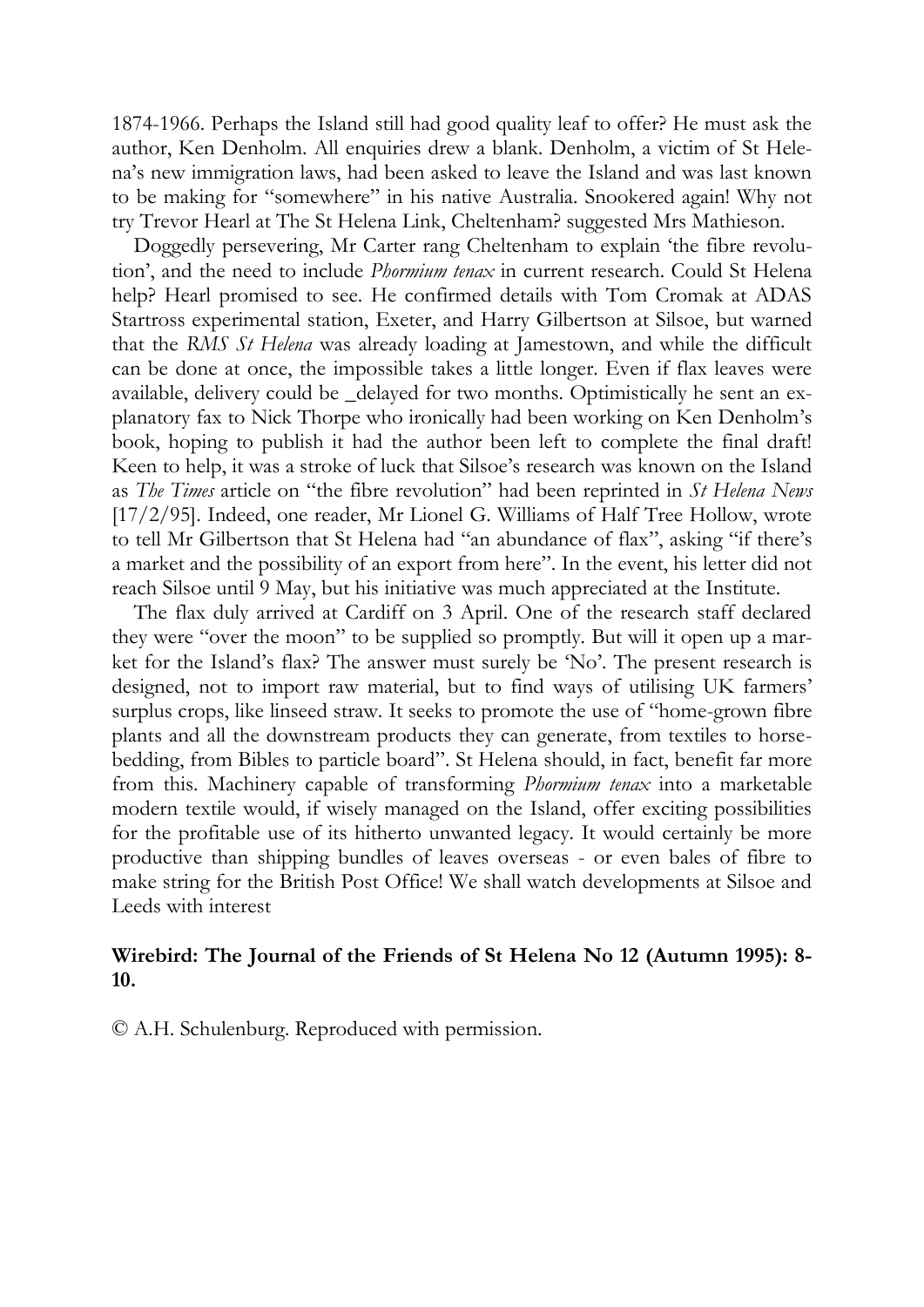1874-1966. Perhaps the Island still had good quality leaf to offer? He must ask the author, Ken Denholm. All enquiries drew a blank. Denholm, a victim of St Helena's new immigration laws, had been asked to leave the Island and was last known to be making for "somewhere" in his native Australia. Snookered again! Why not try Trevor Hearl at The St Helena Link, Cheltenham? suggested Mrs Mathieson.

Doggedly persevering, Mr Carter rang Cheltenham to explain 'the fibre revolution', and the need to include *Phormium tenax* in current research. Could St Helena help? Hearl promised to see. He confirmed details with Tom Cromak at ADAS Startross experimental station, Exeter, and Harry Gilbertson at Silsoe, but warned that the *RMS St Helena* was already loading at Jamestown, and while the difficult can be done at once, the impossible takes a little longer. Even if flax leaves were available, delivery could be _delayed for two months. Optimistically he sent an explanatory fax to Nick Thorpe who ironically had been working on Ken Denholm's book, hoping to publish it had the author been left to complete the final draft! Keen to help, it was a stroke of luck that Silsoe's research was known on the Island as *The Times* article on "the fibre revolution" had been reprinted in *St Helena News* [17/2/95]. Indeed, one reader, Mr Lionel G. Williams of Half Tree Hollow, wrote to tell Mr Gilbertson that St Helena had "an abundance of flax", asking "if there's a market and the possibility of an export from here". In the event, his letter did not reach Silsoe until 9 May, but his initiative was much appreciated at the Institute.

The flax duly arrived at Cardiff on 3 April. One of the research staff declared they were "over the moon" to be supplied so promptly. But will it open up a market for the Island's flax? The answer must surely be 'No'. The present research is designed, not to import raw material, but to find ways of utilising UK farmers' surplus crops, like linseed straw. It seeks to promote the use of "home-grown fibre plants and all the downstream products they can generate, from textiles to horse-bedding, from Bibles to particle board". St Helena should, in fact, benefit far more from this. Machinery capable of transforming *Phormium tenax* into a marketable modern textile would, if wisely managed on the Island, offer exciting possibilities for the profitable use of its hitherto unwanted legacy. It would certainly be more productive than shipping bundles of leaves overseas - or even bales of fibre to make string for the British Post Office! We shall watch developments at Silsoe and Leeds with interest

**Wirebird: The Journal of the Friends of St Helena No 12 (Autumn 1995): 8-10.**

© A.H. Schulenburg. Reproduced with permission.